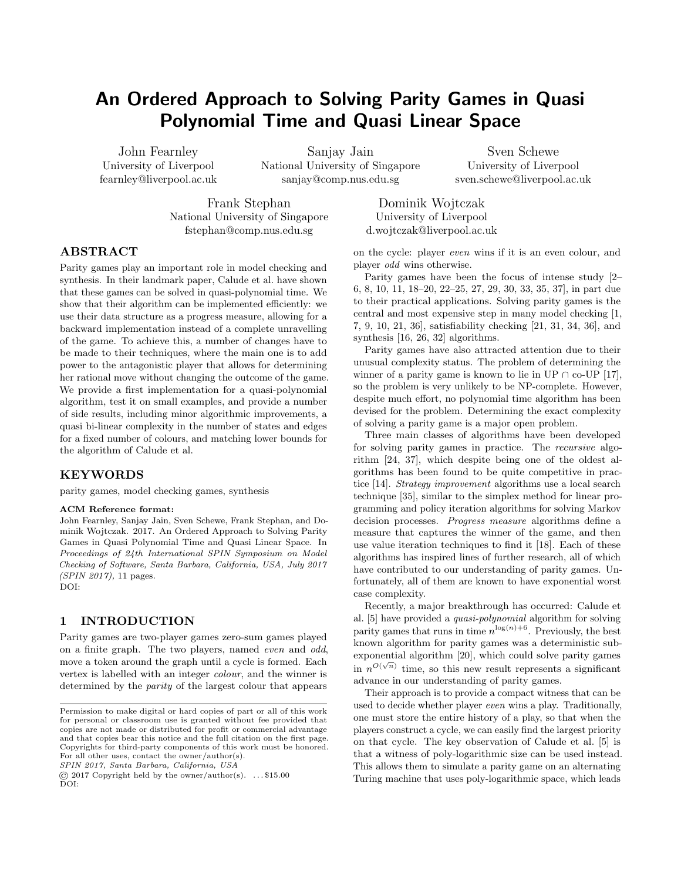# An Ordered Approach to Solving Parity Games in Quasi Polynomial Time and Quasi Linear Space

John Fearnley
University of Liverpool
fearnley@liverpool.ac.uk

Sanjay Jain
National University of Singapore
sanjay@comp.nus.edu.sg

Sven Schewe
University of Liverpool
sven.schewe@liverpool.ac.uk

Frank Stephan
National University of Singapore
fstephan@comp.nus.edu.sg

Dominik Wojtczak
University of Liverpool
d.wojtczak@liverpool.ac.uk

## ABSTRACT

Parity games play an important role in model checking and synthesis. In their landmark paper, Calude et al. have shown that these games can be solved in quasi-polynomial time. We show that their algorithm can be implemented efficiently: we use their data structure as a progress measure, allowing for a backward implementation instead of a complete unravelling of the game. To achieve this, a number of changes have to be made to their techniques, where the main one is to add power to the antagonistic player that allows for determining her rational move without changing the outcome of the game. We provide a first implementation for a quasi-polynomial algorithm, test it on small examples, and provide a number of side results, including minor algorithmic improvements, a quasi bi-linear complexity in the number of states and edges for a fixed number of colours, and matching lower bounds for the algorithm of Calude et al.

## KEYWORDS

parity games, model checking games, synthesis

**ACM Reference format:**
John Fearnley, Sanjay Jain, Sven Schewe, Frank Stephan, and Dominik Wojtczak. 2017. An Ordered Approach to Solving Parity Games in Quasi Polynomial Time and Quasi Linear Space. In *Proceedings of 24th International SPIN Symposium on Model Checking of Software, Santa Barbara, California, USA, July 2017 (SPIN 2017),* 11 pages.
DOI:

## 1 INTRODUCTION

Parity games are two-player games zero-sum games played on a finite graph. The two players, named *even* and *odd*, move a token around the graph until a cycle is formed. Each vertex is labelled with an integer *colour*, and the winner is determined by the *parity* of the largest colour that appears on the cycle: player *even* wins if it is an even colour, and player *odd* wins otherwise.

Parity games have been the focus of intense study [2–6, 8, 10, 11, 18–20, 22–25, 27, 29, 30, 33, 35, 37], in part due to their practical applications. Solving parity games is the central and most expensive step in many model checking [1, 7, 9, 10, 21, 36], satisfiability checking [21, 31, 34, 36], and synthesis [16, 26, 32] algorithms.

Parity games have also attracted attention due to their unusual complexity status. The problem of determining the winner of a parity game is known to lie in UP ∩ co-UP [17], so the problem is very unlikely to be NP-complete. However, despite much effort, no polynomial time algorithm has been devised for the problem. Determining the exact complexity of solving a parity game is a major open problem.

Three main classes of algorithms have been developed for solving parity games in practice. The *recursive* algorithm [24, 37], which despite being one of the oldest algorithms has been found to be quite competitive in practice [14]. *Strategy improvement* algorithms use a local search technique [35], similar to the simplex method for linear programming and policy iteration algorithms for solving Markov decision processes. *Progress measure* algorithms define a measure that captures the winner of the game, and then use value iteration techniques to find it [18]. Each of these algorithms has inspired lines of further research, all of which have contributed to our understanding of parity games. Unfortunately, all of them are known to have exponential worst case complexity.

Recently, a major breakthrough has occurred: Calude et al. [5] have provided a *quasi-polynomial* algorithm for solving parity games that runs in time $n^{\log(n)+6}$. Previously, the best known algorithm for parity games was a deterministic sub-exponential algorithm [20], which could solve parity games in $n^{O(\sqrt{n})}$ time, so this new result represents a significant advance in our understanding of parity games.

Their approach is to provide a compact witness that can be used to decide whether player *even* wins a play. Traditionally, one must store the entire history of a play, so that when the players construct a cycle, we can easily find the largest priority on that cycle. The key observation of Calude et al. [5] is that a witness of poly-logarithmic size can be used instead. This allows them to simulate a parity game on an alternating Turing machine that uses poly-logarithmic space, which leads

Permission to make digital or hard copies of part or all of this work for personal or classroom use is granted without fee provided that copies are not made or distributed for profit or commercial advantage and that copies bear this notice and the full citation on the first page. Copyrights for third-party components of this work must be honored. For all other uses, contact the owner/author(s).
*SPIN 2017, Santa Barbara, California, USA*
© 2017 Copyright held by the owner/author(s). . . . $15.00
DOI: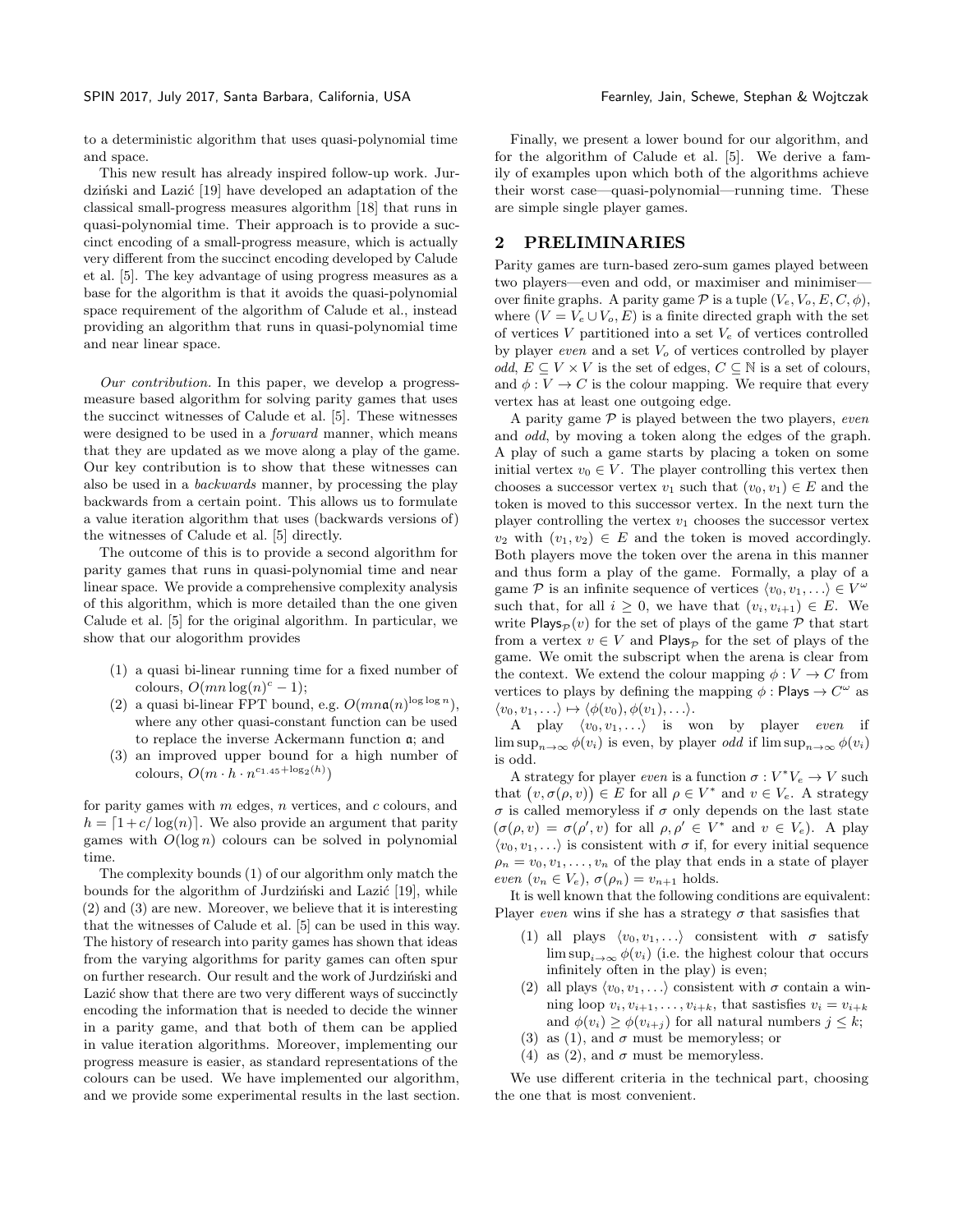to a deterministic algorithm that uses quasi-polynomial time and space.

This new result has already inspired follow-up work. Jurdziński and Lazić [19] have developed an adaptation of the classical small-progress measures algorithm [18] that runs in quasi-polynomial time. Their approach is to provide a succinct encoding of a small-progress measure, which is actually very different from the succinct encoding developed by Calude et al. [5]. The key advantage of using progress measures as a base for the algorithm is that it avoids the quasi-polynomial space requirement of the algorithm of Calude et al., instead providing an algorithm that runs in quasi-polynomial time and near linear space.

*Our contribution.* In this paper, we develop a progress-measure based algorithm for solving parity games that uses the succinct witnesses of Calude et al. [5]. These witnesses were designed to be used in a *forward* manner, which means that they are updated as we move along a play of the game. Our key contribution is to show that these witnesses can also be used in a *backwards* manner, by processing the play backwards from a certain point. This allows us to formulate a value iteration algorithm that uses (backwards versions of) the witnesses of Calude et al. [5] directly.

The outcome of this is to provide a second algorithm for parity games that runs in quasi-polynomial time and near linear space. We provide a comprehensive complexity analysis of this algorithm, which is more detailed than the one given Calude et al. [5] for the original algorithm. In particular, we show that our alogorithm provides

(1) a quasi bi-linear running time for a fixed number of colours, $O(mn \log(n)^c - 1)$;
(2) a quasi bi-linear FPT bound, e.g. $O(mn\mathfrak{a}(n)^{\log\log n})$, where any other quasi-constant function can be used to replace the inverse Ackermann function $\mathfrak{a}$; and
(3) an improved upper bound for a high number of colours, $O(m \cdot h \cdot n^{c_{1.45}+\log_2(h)})$

for parity games with $m$ edges, $n$ vertices, and $c$ colours, and $h = \lceil 1 + c/\log(n) \rceil$. We also provide an argument that parity games with $O(\log n)$ colours can be solved in polynomial time.

The complexity bounds (1) of our algorithm only match the bounds for the algorithm of Jurdziński and Lazić [19], while (2) and (3) are new. Moreover, we believe that it is interesting that the witnesses of Calude et al. [5] can be used in this way. The history of research into parity games has shown that ideas from the varying algorithms for parity games can often spur on further research. Our result and the work of Jurdziński and Lazić show that there are two very different ways of succinctly encoding the information that is needed to decide the winner in a parity game, and that both of them can be applied in value iteration algorithms. Moreover, implementing our progress measure is easier, as standard representations of the colours can be used. We have implemented our algorithm, and we provide some experimental results in the last section.

Finally, we present a lower bound for our algorithm, and for the algorithm of Calude et al. [5]. We derive a family of examples upon which both of the algorithms achieve their worst case—quasi-polynomial—running time. These are simple single player games.

## 2 PRELIMINARIES

Parity games are turn-based zero-sum games played between two players—even and odd, or maximiser and minimiser—over finite graphs. A parity game $\mathcal{P}$ is a tuple $(V_e, V_o, E, C, \phi)$, where $(V = V_e \cup V_o, E)$ is a finite directed graph with the set of vertices $V$ partitioned into a set $V_e$ of vertices controlled by player *even* and a set $V_o$ of vertices controlled by player *odd*, $E \subseteq V \times V$ is the set of edges, $C \subseteq \mathbb{N}$ is a set of colours, and $\phi : V \to C$ is the colour mapping. We require that every vertex has at least one outgoing edge.

A parity game $\mathcal{P}$ is played between the two players, *even* and *odd*, by moving a token along the edges of the graph. A play of such a game starts by placing a token on some initial vertex $v_0 \in V$. The player controlling this vertex then chooses a successor vertex $v_1$ such that $(v_0, v_1) \in E$ and the token is moved to this successor vertex. In the next turn the player controlling the vertex $v_1$ chooses the successor vertex $v_2$ with $(v_1, v_2) \in E$ and the token is moved accordingly. Both players move the token over the arena in this manner and thus form a play of the game. Formally, a play of a game $\mathcal{P}$ is an infinite sequence of vertices $\langle v_0, v_1, \ldots \rangle \in V^\omega$ such that, for all $i \geq 0$, we have that $(v_i, v_{i+1}) \in E$. We write $\mathsf{Plays}_{\mathcal{P}}(v)$ for the set of plays of the game $\mathcal{P}$ that start from a vertex $v \in V$ and $\mathsf{Plays}_{\mathcal{P}}$ for the set of plays of the game. We omit the subscript when the arena is clear from the context. We extend the colour mapping $\phi : V \to C$ from vertices to plays by defining the mapping $\phi : \mathsf{Plays} \to C^\omega$ as $\langle v_0, v_1, \ldots \rangle \mapsto \langle \phi(v_0), \phi(v_1), \ldots \rangle$.

A play $\langle v_0, v_1, \ldots \rangle$ is won by player *even* if $\limsup_{n\to\infty} \phi(v_i)$ is even, by player *odd* if $\limsup_{n\to\infty} \phi(v_i)$ is odd.

A strategy for player *even* is a function $\sigma : V^* V_e \to V$ such that $\big(v, \sigma(\rho, v)\big) \in E$ for all $\rho \in V^*$ and $v \in V_e$. A strategy $\sigma$ is called memoryless if $\sigma$ only depends on the last state ($\sigma(\rho, v) = \sigma(\rho', v)$ for all $\rho, \rho' \in V^*$ and $v \in V_e$). A play $\langle v_0, v_1, \ldots \rangle$ is consistent with $\sigma$ if, for every initial sequence $\rho_n = v_0, v_1, \ldots, v_n$ of the play that ends in a state of player *even* ($v_n \in V_e$), $\sigma(\rho_n) = v_{n+1}$ holds.

It is well known that the following conditions are equivalent: Player *even* wins if she has a strategy $\sigma$ that sasisfies that

(1) all plays $\langle v_0, v_1, \ldots \rangle$ consistent with $\sigma$ satisfy $\limsup_{i\to\infty} \phi(v_i)$ (i.e. the highest colour that occurs infinitely often in the play) is even;
(2) all plays $\langle v_0, v_1, \ldots \rangle$ consistent with $\sigma$ contain a winning loop $v_i, v_{i+1}, \ldots, v_{i+k}$, that sastisfies $v_i = v_{i+k}$ and $\phi(v_i) \geq \phi(v_{i+j})$ for all natural numbers $j \leq k$;
(3) as (1), and $\sigma$ must be memoryless; or
(4) as (2), and $\sigma$ must be memoryless.

We use different criteria in the technical part, choosing the one that is most convenient.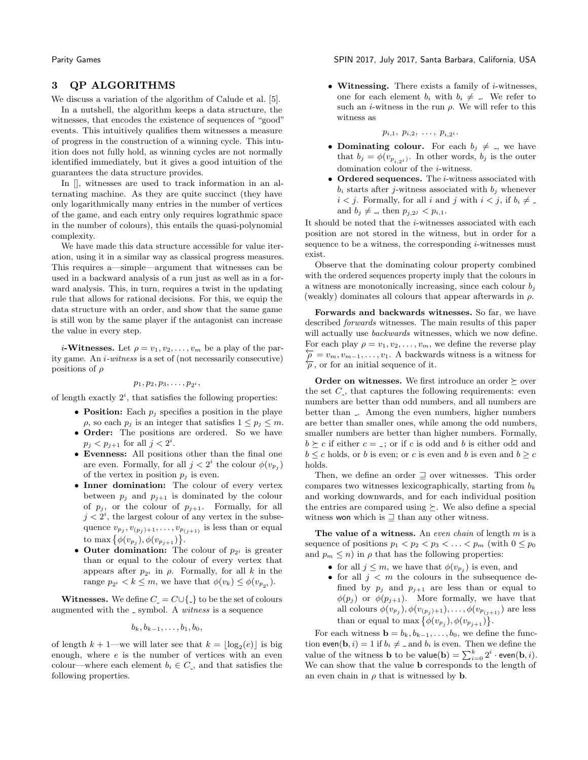## 3 QP ALGORITHMS

We discuss a variation of the algorithm of Calude et al. [5].

In a nutshell, the algorithm keeps a data structure, the witnesses, that encodes the existence of sequences of "good" events. This intuitively qualifies them witnesses a measure of progress in the construction of a winning cycle. This intuition does not fully hold, as winning cycles are not normally identified immediately, but it gives a good intuition of the guarantees the data structure provides.

In [], witnesses are used to track information in an alternating machine. As they are quite succinct (they have only logarithmically many entries in the number of vertices of the game, and each entry only requires lograthmic space in the number of colours), this entails the quasi-polynomial complexity.

We have made this data structure accessible for value iteration, using it in a similar way as classical progress measures. This requires a—simple—argument that witnesses can be used in a backward analysis of a run just as well as in a forward analysis. This, in turn, requires a twist in the updating rule that allows for rational decisions. For this, we equip the data structure with an order, and show that the same game is still won by the same player if the antagonist can increase the value in every step.

**$i$-Witnesses.** Let $\rho = v_1, v_2, \ldots, v_m$ be a play of the parity game. An *$i$-witness* is a set of (not necessarily consecutive) positions of $\rho$

$$p_1, p_2, p_3, \ldots, p_{2^i},$$

of length exactly $2^i$, that satisfies the following properties:

- **Position:** Each $p_j$ specifies a position in the playe $\rho$, so each $p_j$ is an integer that satisfies $1 \leq p_j \leq m$.
- **Order:** The positions are ordered. So we have $p_j < p_{j+1}$ for all $j < 2^i$.
- **Evenness:** All positions other than the final one are even. Formally, for all $j < 2^i$ the colour $\phi(v_{p_j})$ of the vertex in position $p_j$ is even.
- **Inner domination:** The colour of every vertex between $p_j$ and $p_{j+1}$ is dominated by the colour of $p_j$, or the colour of $p_{j+1}$. Formally, for all $j < 2^i$, the largest colour of any vertex in the subsequence $v_{p_j}, v_{(p_j)+1}, \ldots, v_{p_{(j+1)}}$ is less than or equal to $\max\{\phi(v_{p_j}), \phi(v_{p_{j+1}})\}$.
- **Outer domination:** The colour of $p_{2^i}$ is greater than or equal to the colour of every vertex that appears after $p_{2^i}$ in $\rho$. Formally, for all $k$ in the range $p_{2^i} < k \leq m$, we have that $\phi(v_k) \leq \phi(v_{p_{2^i}})$.

**Witnesses.** We define $C_\_ = C \cup \{\_\}$ to be the set of colours augmented with the $\_$ symbol. A *witness* is a sequence

$$b_k, b_{k-1}, \ldots, b_1, b_0,$$

of length $k+1$—we will later see that $k = \lfloor \log_2(e) \rfloor$ is big enough, where $e$ is the number of vertices with an even colour—where each element $b_i \in C_\_$, and that satisfies the following properties.

- **Witnessing.** There exists a family of $i$-witnesses, one for each element $b_i$ with $b_i \neq \_$. We refer to such an $i$-witness in the run $\rho$. We will refer to this witness as

$$p_{i,1},\ p_{i,2},\ \ldots,\ p_{i,2^i}.$$

- **Dominating colour.** For each $b_j \neq \_$, we have that $b_j = \phi(v_{p_{i,2^i}})$. In other words, $b_j$ is the outer domination colour of the $i$-witness.
- **Ordered sequences.** The $i$-witness associated with $b_i$ starts after $j$-witness associated with $b_j$ whenever $i < j$. Formally, for all $i$ and $j$ with $i < j$, if $b_i \neq \_$ and $b_j \neq \_$, then $p_{j,2^j} < p_{i,1}$.

It should be noted that the $i$-witnesses associated with each position are not stored in the witness, but in order for a sequence to be a witness, the corresponding $i$-witnesses must exist.

Observe that the dominating colour property combined with the ordered sequences property imply that the colours in a witness are monotonically increasing, since each colour $b_j$ (weakly) dominates all colours that appear afterwards in $\rho$.

**Forwards and backwards witnesses.** So far, we have described *forwards* witnesses. The main results of this paper will actually use *backwards* witnesses, which we now define. For each play $\rho = v_1, v_2, \ldots, v_m$, we define the reverse play $\overleftarrow{\rho} = v_m, v_{m-1}, \ldots, v_1$. A backwards witness is a witness for $\overleftarrow{\rho}$, or for an initial sequence of it.

**Order on witnesses.** We first introduce an order $\succeq$ over the set $C_\_$, that captures the following requirements: even numbers are better than odd numbers, and all numbers are better than $\_$. Among the even numbers, higher numbers are better than smaller ones, while among the odd numbers, smaller numbers are better than higher numbers. Formally, $b \succeq c$ if either $c = \_$; or if $c$ is odd and $b$ is either odd and $b \leq c$ holds, or $b$ is even; or $c$ is even and $b$ is even and $b \geq c$ holds.

Then, we define an order $\sqsupseteq$ over witnesses. This order compares two witnesses lexicographically, starting from $b_k$ and working downwards, and for each individual position the entries are compared using $\succeq$. We also define a special witness won which is $\sqsupseteq$ than any other witness.

**The value of a witness.** An *even chain* of length $m$ is a sequence of positions $p_1 < p_2 < p_3 < \ldots < p_m$ (with $0 \leq p_0$ and $p_m \leq n$) in $\rho$ that has the following properties:

- for all $j \leq m$, we have that $\phi(v_{p_j})$ is even, and
- for all $j < m$ the colours in the subsequence defined by $p_j$ and $p_{j+1}$ are less than or equal to $\phi(p_j)$ or $\phi(p_{j+1})$. More formally, we have that all colours $\phi(v_{p_j}), \phi(v_{(p_j)+1}), \ldots, \phi(v_{p_{(j+1)}})$ are less than or equal to $\max\{\phi(v_{p_j}), \phi(v_{p_{j+1}})\}$.

For each witness $\mathbf{b} = b_k, b_{k-1}, \ldots, b_0$, we define the function $\mathsf{even}(\mathbf{b}, i) = 1$ if $b_i \neq \_$ and $b_i$ is even. Then we define the value of the witness $\mathbf{b}$ to be $\mathsf{value}(\mathbf{b}) = \sum_{i=0}^{k} 2^i \cdot \mathsf{even}(\mathbf{b}, i)$. We can show that the value $\mathbf{b}$ corresponds to the length of an even chain in $\rho$ that is witnessed by $\mathbf{b}$.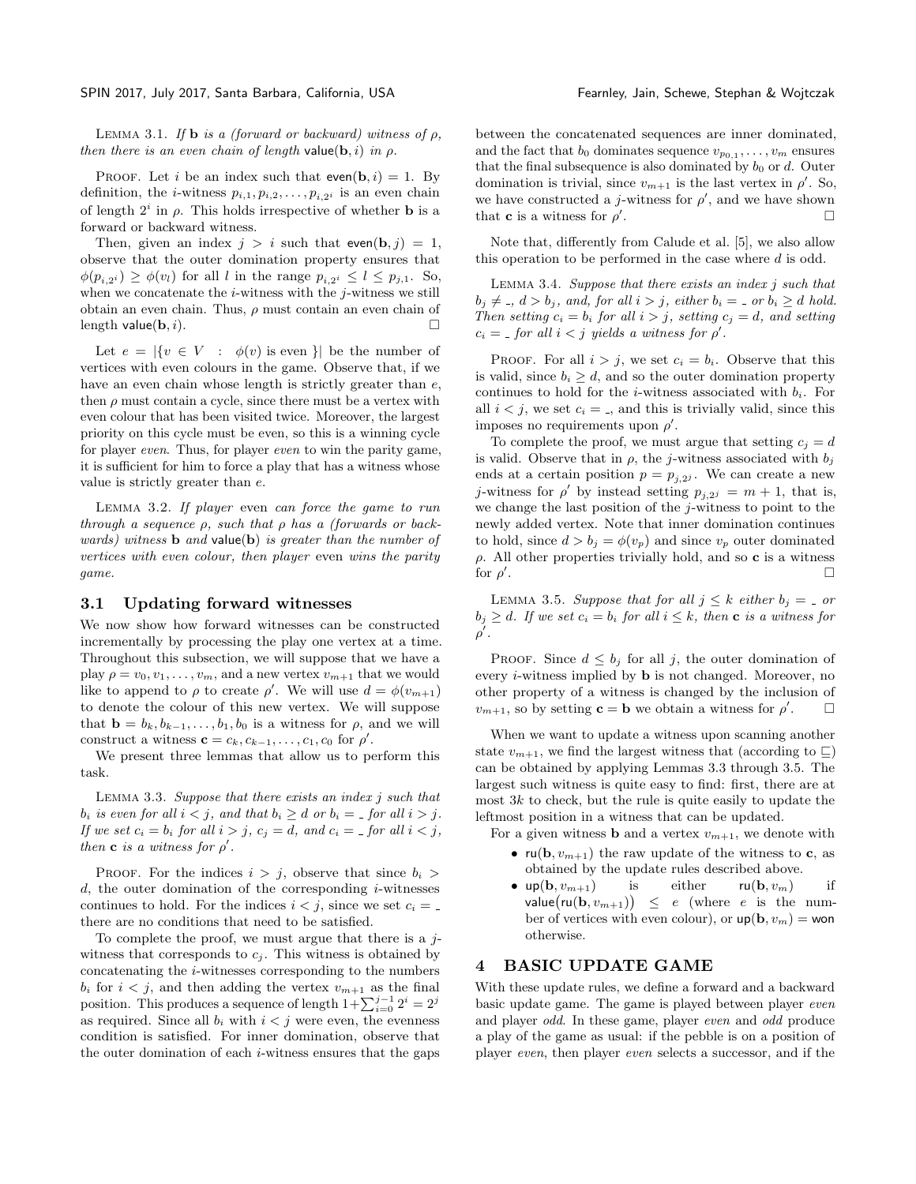Lemma 3.1. *If* $\mathbf{b}$ *is a (forward or backward) witness of* $\rho$*, then there is an even chain of length* $\mathsf{value}(\mathbf{b}, i)$ *in* $\rho$*.*

Proof. Let $i$ be an index such that $\mathsf{even}(\mathbf{b}, i) = 1$. By definition, the $i$-witness $p_{i,1}, p_{i,2}, \ldots, p_{i,2^i}$ is an even chain of length $2^i$ in $\rho$. This holds irrespective of whether $\mathbf{b}$ is a forward or backward witness.

Then, given an index $j > i$ such that $\mathsf{even}(\mathbf{b}, j) = 1$, observe that the outer domination property ensures that $\phi(p_{i,2^i}) \geq \phi(v_l)$ for all $l$ in the range $p_{i,2^i} \leq l \leq p_{j,1}$. So, when we concatenate the $i$-witness with the $j$-witness we still obtain an even chain. Thus, $\rho$ must contain an even chain of length $\mathsf{value}(\mathbf{b}, i)$. □

Let $e = |\{v \in V : \phi(v) \text{ is even }\}|$ be the number of vertices with even colours in the game. Observe that, if we have an even chain whose length is strictly greater than $e$, then $\rho$ must contain a cycle, since there must be a vertex with even colour that has been visited twice. Moreover, the largest priority on this cycle must be even, so this is a winning cycle for player *even*. Thus, for player *even* to win the parity game, it is sufficient for him to force a play that has a witness whose value is strictly greater than $e$.

Lemma 3.2. *If player* even *can force the game to run through a sequence* $\rho$*, such that* $\rho$ *has a (forwards or backwards) witness* $\mathbf{b}$ *and* $\mathsf{value}(\mathbf{b})$ *is greater than the number of vertices with even colour, then player* even *wins the parity game.*

### 3.1 Updating forward witnesses

We now show how forward witnesses can be constructed incrementally by processing the play one vertex at a time. Throughout this subsection, we will suppose that we have a play $\rho = v_0, v_1, \ldots, v_m$, and a new vertex $v_{m+1}$ that we would like to append to $\rho$ to create $\rho'$. We will use $d = \phi(v_{m+1})$ to denote the colour of this new vertex. We will suppose that $\mathbf{b} = b_k, b_{k-1}, \ldots, b_1, b_0$ is a witness for $\rho$, and we will construct a witness $\mathbf{c} = c_k, c_{k-1}, \ldots, c_1, c_0$ for $\rho'$.

We present three lemmas that allow us to perform this task.

Lemma 3.3. *Suppose that there exists an index* $j$ *such that* $b_i$ *is even for all* $i < j$*, and that* $b_i \geq d$ *or* $b_i = \_$ *for all* $i > j$*. If we set* $c_i = b_i$ *for all* $i > j$*,* $c_j = d$*, and* $c_i = \_$ *for all* $i < j$*, then* $\mathbf{c}$ *is a witness for* $\rho'$*.*

Proof. For the indices $i > j$, observe that since $b_i > d$, the outer domination of the corresponding $i$-witnesses continues to hold. For the indices $i < j$, since we set $c_i = \_$ there are no conditions that need to be satisfied.

To complete the proof, we must argue that there is a $j$-witness that corresponds to $c_j$. This witness is obtained by concatenating the $i$-witnesses corresponding to the numbers $b_i$ for $i < j$, and then adding the vertex $v_{m+1}$ as the final position. This produces a sequence of length $1+\sum_{i=0}^{j-1} 2^i = 2^j$ as required. Since all $b_i$ with $i < j$ were even, the evenness condition is satisfied. For inner domination, observe that the outer domination of each $i$-witness ensures that the gaps between the concatenated sequences are inner dominated, and the fact that $b_0$ dominates sequence $v_{p_{0,1}}, \ldots, v_m$ ensures that the final subsequence is also dominated by $b_0$ or $d$. Outer domination is trivial, since $v_{m+1}$ is the last vertex in $\rho'$. So, we have constructed a $j$-witness for $\rho'$, and we have shown that $\mathbf{c}$ is a witness for $\rho'$. □

Note that, differently from Calude et al. [5], we also allow this operation to be performed in the case where $d$ is odd.

Lemma 3.4. *Suppose that there exists an index* $j$ *such that* $b_j \neq \_$*,* $d > b_j$*, and, for all* $i > j$*, either* $b_i = \_$ *or* $b_i \geq d$ *hold. Then setting* $c_i = b_i$ *for all* $i > j$*, setting* $c_j = d$*, and setting* $c_i = \_$ *for all* $i < j$ *yields a witness for* $\rho'$*.*

Proof. For all $i > j$, we set $c_i = b_i$. Observe that this is valid, since $b_i \geq d$, and so the outer domination property continues to hold for the $i$-witness associated with $b_i$. For all $i < j$, we set $c_i = \_$, and this is trivially valid, since this imposes no requirements upon $\rho'$.

To complete the proof, we must argue that setting $c_j = d$ is valid. Observe that in $\rho$, the $j$-witness associated with $b_j$ ends at a certain position $p = p_{j,2^j}$. We can create a new $j$-witness for $\rho'$ by instead setting $p_{j,2^j} = m + 1$, that is, we change the last position of the $j$-witness to point to the newly added vertex. Note that inner domination continues to hold, since $d > b_j = \phi(v_p)$ and since $v_p$ outer dominated $\rho$. All other properties trivially hold, and so $\mathbf{c}$ is a witness for $\rho'$. □

Lemma 3.5. *Suppose that for all* $j \leq k$ *either* $b_j = \_$ *or* $b_j \geq d$*. If we set* $c_i = b_i$ *for all* $i \leq k$*, then* $\mathbf{c}$ *is a witness for* $\rho'$*.*

Proof. Since $d \leq b_j$ for all $j$, the outer domination of every $i$-witness implied by $\mathbf{b}$ is not changed. Moreover, no other property of a witness is changed by the inclusion of $v_{m+1}$, so by setting $\mathbf{c} = \mathbf{b}$ we obtain a witness for $\rho'$. □

When we want to update a witness upon scanning another state $v_{m+1}$, we find the largest witness that (according to $\sqsubseteq$) can be obtained by applying Lemmas 3.3 through 3.5. The largest such witness is quite easy to find: first, there are at most $3k$ to check, but the rule is quite easily to update the leftmost position in a witness that can be updated.

For a given witness $\mathbf{b}$ and a vertex $v_{m+1}$, we denote with

- $\mathsf{ru}(\mathbf{b}, v_{m+1})$ the raw update of the witness to $\mathbf{c}$, as obtained by the update rules described above.
- $\mathsf{up}(\mathbf{b}, v_{m+1})$ is either $\mathsf{ru}(\mathbf{b}, v_m)$ if $\mathsf{value}\big(\mathsf{ru}(\mathbf{b}, v_{m+1})\big) \leq e$ (where $e$ is the number of vertices with even colour), or $\mathsf{up}(\mathbf{b}, v_m) = \mathsf{won}$ otherwise.

## 4 BASIC UPDATE GAME

With these update rules, we define a forward and a backward basic update game. The game is played between player *even* and player *odd*. In these game, player *even* and *odd* produce a play of the game as usual: if the pebble is on a position of player *even*, then player *even* selects a successor, and if the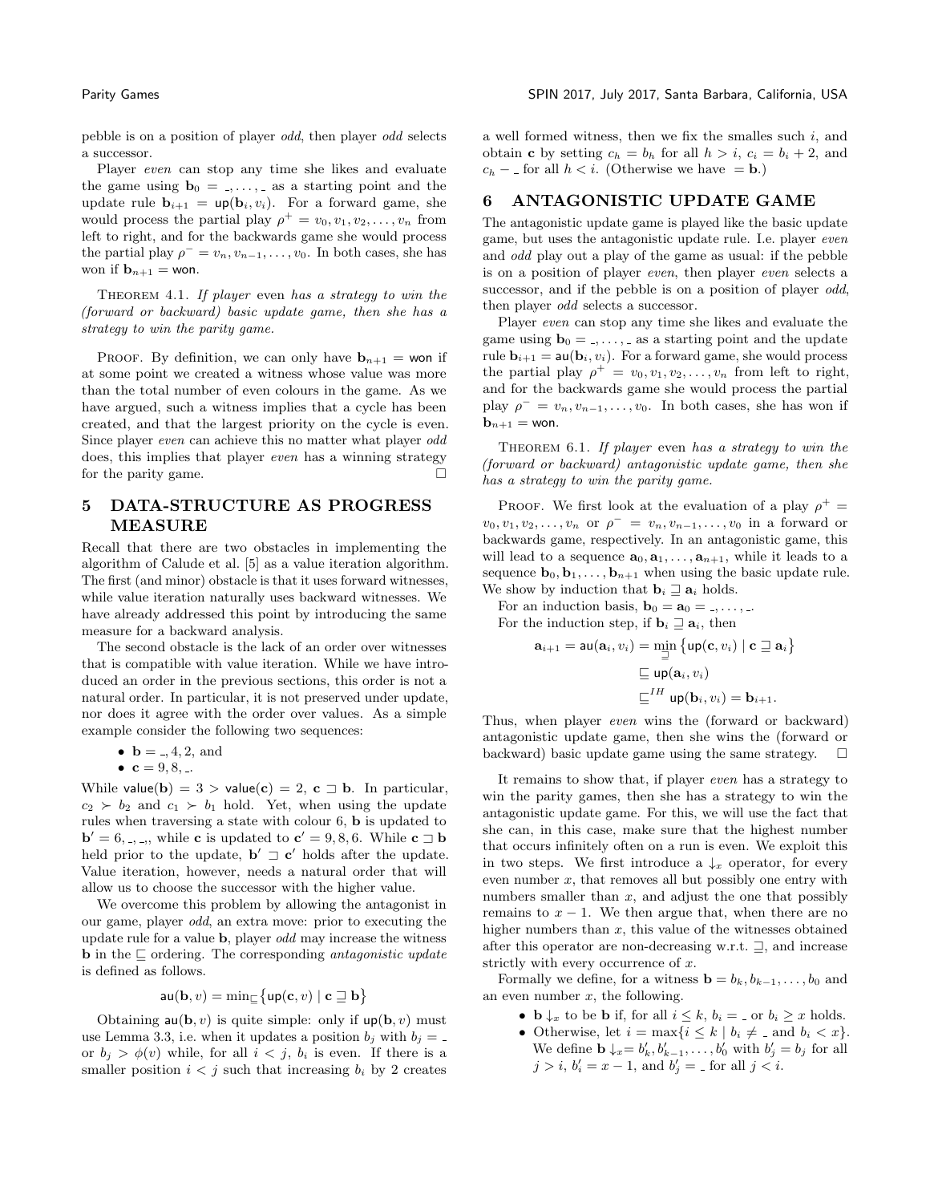pebble is on a position of player *odd*, then player *odd* selects a successor.

Player *even* can stop any time she likes and evaluate the game using $\mathbf{b}_0 = \_, \ldots, \_$ as a starting point and the update rule $\mathbf{b}_{i+1} = \mathsf{up}(\mathbf{b}_i, v_i)$. For a forward game, she would process the partial play $\rho^+ = v_0, v_1, v_2, \ldots, v_n$ from left to right, and for the backwards game she would process the partial play $\rho^- = v_n, v_{n-1}, \ldots, v_0$. In both cases, she has won if $\mathbf{b}_{n+1} = \mathsf{won}$.

THEOREM 4.1. *If player* even *has a strategy to win the (forward or backward) basic update game, then she has a strategy to win the parity game.*

PROOF. By definition, we can only have $\mathbf{b}_{n+1} = \mathsf{won}$ if at some point we created a witness whose value was more than the total number of even colours in the game. As we have argued, such a witness implies that a cycle has been created, and that the largest priority on the cycle is even. Since player *even* can achieve this no matter what player *odd* does, this implies that player *even* has a winning strategy for the parity game. □

## 5 DATA-STRUCTURE AS PROGRESS MEASURE

Recall that there are two obstacles in implementing the algorithm of Calude et al. [5] as a value iteration algorithm. The first (and minor) obstacle is that it uses forward witnesses, while value iteration naturally uses backward witnesses. We have already addressed this point by introducing the same measure for a backward analysis.

The second obstacle is the lack of an order over witnesses that is compatible with value iteration. While we have introduced an order in the previous sections, this order is not a natural order. In particular, it is not preserved under update, nor does it agree with the order over values. As a simple example consider the following two sequences:

- $\mathbf{b} = \_, 4, 2$, and
- $\mathbf{c} = 9, 8, \_$.

While $\mathsf{value}(\mathbf{b}) = 3 > \mathsf{value}(\mathbf{c}) = 2$, $\mathbf{c} \sqsupset \mathbf{b}$. In particular, $c_2 \succ b_2$ and $c_1 \succ b_1$ hold. Yet, when using the update rules when traversing a state with colour 6, $\mathbf{b}$ is updated to $\mathbf{b}' = 6, \_, \_$, while $\mathbf{c}$ is updated to $\mathbf{c}' = 9, 8, 6$. While $\mathbf{c} \sqsupset \mathbf{b}$ held prior to the update, $\mathbf{b}' \sqsupset \mathbf{c}'$ holds after the update. Value iteration, however, needs a natural order that will allow us to choose the successor with the higher value.

We overcome this problem by allowing the antagonist in our game, player *odd*, an extra move: prior to executing the update rule for a value $\mathbf{b}$, player *odd* may increase the witness $\mathbf{b}$ in the $\sqsubseteq$ ordering. The corresponding *antagonistic update* is defined as follows.

$$\mathsf{au}(\mathbf{b}, v) = \min_{\sqsubseteq}\big\{\mathsf{up}(\mathbf{c}, v) \mid \mathbf{c} \sqsupseteq \mathbf{b}\big\}$$

Obtaining $\mathsf{au}(\mathbf{b}, v)$ is quite simple: only if $\mathsf{up}(\mathbf{b}, v)$ must use Lemma 3.3, i.e. when it updates a position $b_j$ with $b_j = \_$ or $b_j > \phi(v)$ while, for all $i < j$, $b_i$ is even. If there is a smaller position $i < j$ such that increasing $b_i$ by 2 creates a well formed witness, then we fix the smalles such $i$, and obtain $\mathbf{c}$ by setting $c_h = b_h$ for all $h > i$, $c_i = b_i + 2$, and $c_h - \_$ for all $h < i$. (Otherwise we have $= \mathbf{b}$.)

## 6 ANTAGONISTIC UPDATE GAME

The antagonistic update game is played like the basic update game, but uses the antagonistic update rule. I.e. player *even* and *odd* play out a play of the game as usual: if the pebble is on a position of player *even*, then player *even* selects a successor, and if the pebble is on a position of player *odd*, then player *odd* selects a successor.

Player *even* can stop any time she likes and evaluate the game using $\mathbf{b}_0 = \_, \ldots, \_$ as a starting point and the update rule $\mathbf{b}_{i+1} = \mathsf{au}(\mathbf{b}_i, v_i)$. For a forward game, she would process the partial play $\rho^+ = v_0, v_1, v_2, \ldots, v_n$ from left to right, and for the backwards game she would process the partial play $\rho^- = v_n, v_{n-1}, \ldots, v_0$. In both cases, she has won if $\mathbf{b}_{n+1} = \mathsf{won}$.

THEOREM 6.1. *If player* even *has a strategy to win the (forward or backward) antagonistic update game, then she has a strategy to win the parity game.*

PROOF. We first look at the evaluation of a play $\rho^+ = v_0, v_1, v_2, \ldots, v_n$ or $\rho^- = v_n, v_{n-1}, \ldots, v_0$ in a forward or backwards game, respectively. In an antagonistic game, this will lead to a sequence $\mathbf{a}_0, \mathbf{a}_1, \ldots, \mathbf{a}_{n+1}$, while it leads to a sequence $\mathbf{b}_0, \mathbf{b}_1, \ldots, \mathbf{b}_{n+1}$ when using the basic update rule. We show by induction that $\mathbf{b}_i \sqsupseteq \mathbf{a}_i$ holds.

For an induction basis, $\mathbf{b}_0 = \mathbf{a}_0 = \_, \ldots, \_$.

For the induction step, if $\mathbf{b}_i \sqsupseteq \mathbf{a}_i$, then

$$\begin{aligned}\mathbf{a}_{i+1} = \mathsf{au}(\mathbf{a}_i, v_i) &= \min_{\sqsupseteq}\big\{\mathsf{up}(\mathbf{c}, v_i) \mid \mathbf{c} \sqsupseteq \mathbf{a}_i\big\}\\ &\sqsubseteq \mathsf{up}(\mathbf{a}_i, v_i)\\ &\sqsubseteq^{IH} \mathsf{up}(\mathbf{b}_i, v_i) = \mathbf{b}_{i+1}.\end{aligned}$$

Thus, when player *even* wins the (forward or backward) antagonistic update game, then she wins the (forward or backward) basic update game using the same strategy. □

It remains to show that, if player *even* has a strategy to win the parity games, then she has a strategy to win the antagonistic update game. For this, we will use the fact that she can, in this case, make sure that the highest number that occurs infinitely often on a run is even. We exploit this in two steps. We first introduce a $\downarrow_x$ operator, for every even number $x$, that removes all but possibly one entry with numbers smaller than $x$, and adjust the one that possibly remains to $x - 1$. We then argue that, when there are no higher numbers than $x$, this value of the witnesses obtained after this operator are non-decreasing w.r.t. $\sqsupseteq$, and increase strictly with every occurrence of $x$.

Formally we define, for a witness $\mathbf{b} = b_k, b_{k-1}, \ldots, b_0$ and an even number $x$, the following.

- $\mathbf{b}\downarrow_x$ to be $\mathbf{b}$ if, for all $i \leq k$, $b_i = \_$ or $b_i \geq x$ holds.
- Otherwise, let $i = \max\{i \leq k \mid b_i \neq \_ \text{ and } b_i < x\}$. We define $\mathbf{b}\downarrow_x = b'_k, b'_{k-1}, \ldots, b'_0$ with $b'_j = b_j$ for all $j > i$, $b'_i = x - 1$, and $b'_j = \_$ for all $j < i$.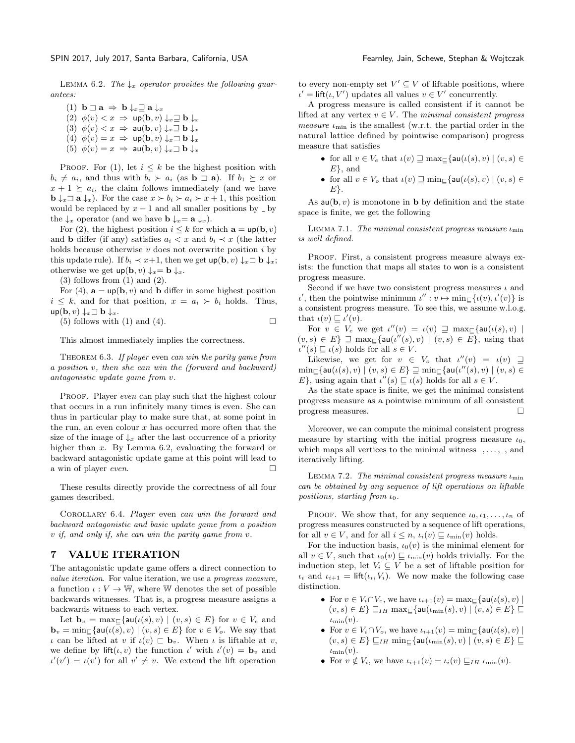Lemma 6.2. *The $\downarrow_x$ operator provides the following guarantees:*

(1) $\mathbf{b} \sqsupset \mathbf{a} \Rightarrow \mathbf{b}\downarrow_x \sqsupseteq \mathbf{a}\downarrow_x$
(2) $\phi(v) < x \Rightarrow \mathsf{up}(\mathbf{b}, v)\downarrow_x \sqsupseteq \mathbf{b}\downarrow_x$
(3) $\phi(v) < x \Rightarrow \mathsf{au}(\mathbf{b}, v)\downarrow_x \sqsupseteq \mathbf{b}\downarrow_x$
(4) $\phi(v) = x \Rightarrow \mathsf{up}(\mathbf{b}, v)\downarrow_x \sqsupset \mathbf{b}\downarrow_x$
(5) $\phi(v) = x \Rightarrow \mathsf{au}(\mathbf{b}, v)\downarrow_x \sqsupset \mathbf{b}\downarrow_x$

Proof. For (1), let $i \leq k$ be the highest position with $b_i \neq a_i$, and thus with $b_i \succ a_i$ (as $\mathbf{b} \sqsupset \mathbf{a}$). If $b_1 \succeq x$ or $x + 1 \succeq a_i$, the claim follows immediately (and we have $\mathbf{b}\downarrow_x \sqsupset \mathbf{a}\downarrow_x$). For the case $x \succ b_i \succ a_i \succ x+1$, this position would be replaced by $x-1$ and all smaller positions by $\_$ by the $\downarrow_x$ operator (and we have $\mathbf{b}\downarrow_x = \mathbf{a}\downarrow_x$).

For (2), the highest position $i \leq k$ for which $\mathbf{a} = \mathsf{up}(\mathbf{b}, v)$ and $\mathbf{b}$ differ (if any) satisfies $a_i < x$ and $b_i \prec x$ (the latter holds because otherwise $v$ does not overwrite position $i$ by this update rule). If $b_i \prec x+1$, then we get $\mathsf{up}(\mathbf{b}, v)\downarrow_x \sqsupset \mathbf{b}\downarrow_x$; otherwise we get $\mathsf{up}(\mathbf{b}, v)\downarrow_x = \mathbf{b}\downarrow_x$.

(3) follows from (1) and (2).

For (4), $\mathbf{a} = \mathsf{up}(\mathbf{b}, v)$ and $\mathbf{b}$ differ in some highest position $i \leq k$, and for that position, $x = a_i \succ b_i$ holds. Thus, $\mathsf{up}(\mathbf{b}, v)\downarrow_x \sqsupset \mathbf{b}\downarrow_x$.

(5) follows with (1) and (4). □

This almost immediately implies the correctness.

Theorem 6.3. *If player* even *can win the parity game from a position $v$, then she can win the (forward and backward) antagonistic update game from $v$.*

Proof. Player *even* can play such that the highest colour that occurs in a run infinitely many times is even. She can thus in particular play to make sure that, at some point in the run, an even colour $x$ has occurred more often that the size of the image of $\downarrow_x$ after the last occurrence of a priority higher than $x$. By Lemma 6.2, evaluating the forward or backward antagonistic update game at this point will lead to a win of player *even*. □

These results directly provide the correctness of all four games described.

Corollary 6.4. *Player* even *can win the forward and backward antagonistic and basic update game from a position $v$ if, and only if, she can win the parity game from $v$.*

## 7 VALUE ITERATION

The antagonistic update game offers a direct connection to *value iteration*. For value iteration, we use a *progress measure*, a function $\iota : V \to \mathbb{W}$, where $\mathbb{W}$ denotes the set of possible backwards witnesses. That is, a progress measure assigns a backwards witness to each vertex.

Let $\mathbf{b}_v = \max_{\sqsubseteq}\{\mathsf{au}(\iota(s), v) \mid (v, s) \in E\}$ for $v \in V_e$ and $\mathbf{b}_v = \min_{\sqsubseteq}\{\mathsf{au}(\iota(s), v) \mid (v, s) \in E\}$ for $v \in V_o$. We say that $\iota$ can be lifted at $v$ if $\iota(v) \sqsubset \mathbf{b}_v$. When $\iota$ is liftable at $v$, we define by $\mathsf{lift}(\iota, v)$ the function $\iota'$ with $\iota'(v) = \mathbf{b}_v$ and $\iota'(v') = \iota(v')$ for all $v' \neq v$. We extend the lift operation to every non-empty set $V' \subseteq V$ of liftable positions, where $\iota' = \mathsf{lift}(\iota, V')$ updates all values $v \in V'$ concurrently.

A progress measure is called consistent if it cannot be lifted at any vertex $v \in V$. The *minimal consistent progress measure* $\iota_{\min}$ is the smallest (w.r.t. the partial order in the natural lattice defined by pointwise comparison) progress measure that satisfies

- for all $v \in V_e$ that $\iota(v) \sqsupseteq \max_{\sqsubseteq}\{\mathsf{au}(\iota(s), v) \mid (v, s) \in E\}$, and
- for all $v \in V_o$ that $\iota(v) \sqsupseteq \min_{\sqsubseteq}\{\mathsf{au}(\iota(s), v) \mid (v, s) \in E\}$.

As $\mathsf{au}(\mathbf{b}, v)$ is monotone in $\mathbf{b}$ by definition and the state space is finite, we get the following

Lemma 7.1. *The minimal consistent progress measure $\iota_{\min}$ is well defined.*

Proof. First, a consistent progress measure always exists: the function that maps all states to $\mathsf{won}$ is a consistent progress measure.

Second if we have two consistent progress measures $\iota$ and $\iota'$, then the pointwise minimum $\iota'' : v \mapsto \min_{\sqsubseteq}\{\iota(v), \iota'(v)\}$ is a consistent progress measure. To see this, we assume w.l.o.g. that $\iota(v) \sqsubseteq \iota'(v)$.

For $v \in V_e$ we get $\iota''(v) = \iota(v) \sqsupseteq \max_{\sqsubseteq}\{\mathsf{au}(\iota(s), v) \mid (v, s) \in E\} \sqsupseteq \max_{\sqsubseteq}\{\mathsf{au}(\iota''(s), v) \mid (v, s) \in E\}$, using that $\iota''(s) \sqsubseteq \iota(s)$ holds for all $s \in V$.

Likewise, we get for $v \in V_o$ that $\iota''(v) = \iota(v) \sqsupseteq \min_{\sqsubseteq}\{\mathsf{au}(\iota(s), v) \mid (v, s) \in E\} \sqsupseteq \min_{\sqsubseteq}\{\mathsf{au}(\iota''(s), v) \mid (v, s) \in E\}$, using again that $\iota''(s) \sqsubseteq \iota(s)$ holds for all $s \in V$.

As the state space is finite, we get the minimal consistent progress measure as a pointwise minimum of all consistent progress measures. □

Moreover, we can compute the minimal consistent progress measure by starting with the initial progress measure $\iota_0$, which maps all vertices to the minimal witness $\_, \ldots, \_$, and iteratively lifting.

Lemma 7.2. *The minimal consistent progress measure $\iota_{\min}$ can be obtained by any sequence of lift operations on liftable positions, starting from $\iota_0$.*

Proof. We show that, for any sequence $\iota_0, \iota_1, \ldots, \iota_n$ of progress measures constructed by a sequence of lift operations, for all $v \in V$, and for all $i \leq n$, $\iota_i(v) \sqsubseteq \iota_{\min}(v)$ holds.

For the induction basis, $\iota_0(v)$ is the minimal element for all $v \in V$, such that $\iota_0(v) \sqsubseteq \iota_{\min}(v)$ holds trivially. For the induction step, let $V_i \subseteq V$ be a set of liftable position for $\iota_i$ and $\iota_{i+1} = \mathsf{lift}(\iota_i, V_i)$. We now make the following case distinction.

- For $v \in V_i \cap V_e$, we have $\iota_{i+1}(v) = \max_{\sqsubseteq}\{\mathsf{au}(\iota(s), v) \mid (v, s) \in E\} \sqsubseteq_{IH} \max_{\sqsubseteq}\{\mathsf{au}(\iota_{\min}(s), v) \mid (v, s) \in E\} \sqsubseteq \iota_{\min}(v)$.
- For $v \in V_i \cap V_o$, we have $\iota_{i+1}(v) = \min_{\sqsubseteq}\{\mathsf{au}(\iota(s), v) \mid (v, s) \in E\} \sqsubseteq_{IH} \min_{\sqsubseteq}\{\mathsf{au}(\iota_{\min}(s), v) \mid (v, s) \in E\} \sqsubseteq \iota_{\min}(v)$.
- For $v \notin V_i$, we have $\iota_{i+1}(v) = \iota_i(v) \sqsubseteq_{IH} \iota_{\min}(v)$.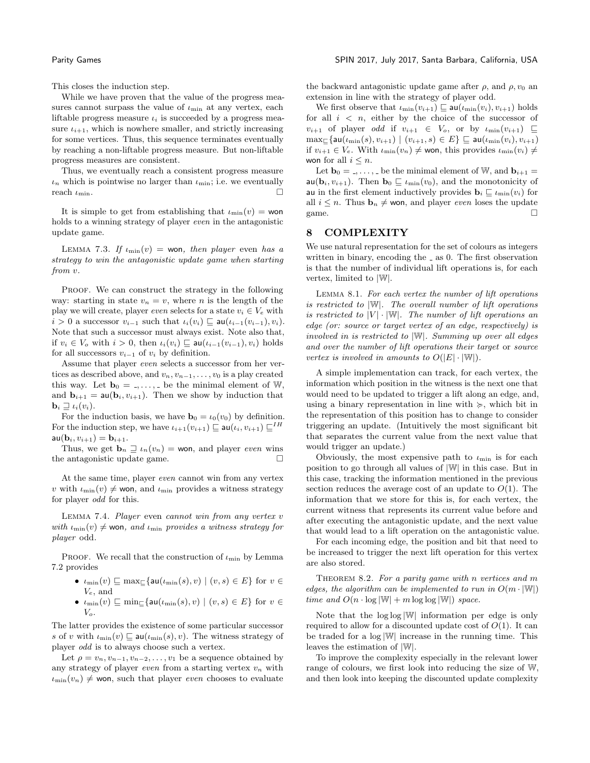This closes the induction step.

While we have proven that the value of the progress measures cannot surpass the value of $\iota_{\min}$ at any vertex, each liftable progress measure $\iota_i$ is succeeded by a progress measure $\iota_{i+1}$, which is nowhere smaller, and strictly increasing for some vertices. Thus, this sequence terminates eventually by reaching a non-liftable progress measure. But non-liftable progress measures are consistent.

Thus, we eventually reach a consistent progress measure $\iota_n$ which is pointwise no larger than $\iota_{\min}$; i.e. we eventually reach $\iota_{\min}$. □

It is simple to get from establishing that $\iota_{\min}(v) = \mathsf{won}$ holds to a winning strategy of player *even* in the antagonistic update game.

Lemma 7.3. *If $\iota_{\min}(v) = \mathsf{won}$, then player* even *has a strategy to win the antagonistic update game when starting from $v$.*

Proof. We can construct the strategy in the following way: starting in state $v_n = v$, where $n$ is the length of the play we will create, player *even* selects for a state $v_i \in V_e$ with $i > 0$ a successor $v_{i-1}$ such that $\iota_i(v_i) \sqsubseteq \mathsf{au}(\iota_{i-1}(v_{i-1}), v_i)$. Note that such a successor must always exist. Note also that, if $v_i \in V_o$ with $i > 0$, then $\iota_i(v_i) \sqsubseteq \mathsf{au}(\iota_{i-1}(v_{i-1}), v_i)$ holds for all successors $v_{i-1}$ of $v_i$ by definition.

Assume that player *even* selects a successor from her vertices as described above, and $v_n, v_{n-1}, \ldots, v_0$ is a play created this way. Let $\mathbf{b}_0 = \_, \ldots, \_$ be the minimal element of $\mathbb{W}$, and $\mathbf{b}_{i+1} = \mathsf{au}(\mathbf{b}_i, v_{i+1})$. Then we show by induction that $\mathbf{b}_i \sqsupseteq \iota_i(v_i)$.

For the induction basis, we have $\mathbf{b}_0 = \iota_0(v_0)$ by definition. For the induction step, we have $\iota_{i+1}(v_{i+1}) \sqsubseteq \mathsf{au}(\iota_i, v_{i+1}) \sqsubseteq^{IH} \mathsf{au}(\mathbf{b}_i, v_{i+1}) = \mathbf{b}_{i+1}$.

Thus, we get $\mathbf{b}_n \sqsupseteq \iota_n(v_n) = \mathsf{won}$, and player *even* wins the antagonistic update game. □

At the same time, player *even* cannot win from any vertex $v$ with $\iota_{\min}(v) \neq \mathsf{won}$, and $\iota_{\min}$ provides a witness strategy for player *odd* for this.

Lemma 7.4. *Player* even *cannot win from any vertex $v$ with $\iota_{\min}(v) \neq \mathsf{won}$, and $\iota_{\min}$ provides a witness strategy for player* odd.

Proof. We recall that the construction of $\iota_{\min}$ by Lemma 7.2 provides

- $\iota_{\min}(v) \sqsubseteq \max_{\sqsubseteq}\{\mathsf{au}(\iota_{\min}(s), v) \mid (v, s) \in E\}$ for $v \in V_e$, and
- $\iota_{\min}(v) \sqsubseteq \min_{\sqsubseteq}\{\mathsf{au}(\iota_{\min}(s), v) \mid (v, s) \in E\}$ for $v \in V_o$.

The latter provides the existence of some particular successor $s$ of $v$ with $\iota_{\min}(v) \sqsubseteq \mathsf{au}(\iota_{\min}(s), v)$. The witness strategy of player *odd* is to always choose such a vertex.

Let $\rho = v_n, v_{n-1}, v_{n-2}, \ldots, v_1$ be a sequence obtained by any strategy of player *even* from a starting vertex $v_n$ with $\iota_{\min}(v_n) \neq \mathsf{won}$, such that player *even* chooses to evaluate the backward antagonistic update game after $\rho$, and $\rho, v_0$ an extension in line with the strategy of player odd.

We first observe that $\iota_{\min}(v_{i+1}) \sqsubseteq \mathsf{au}(\iota_{\min}(v_i), v_{i+1})$ holds for all $i < n$, either by the choice of the successor of $v_{i+1}$ of player *odd* if $v_{i+1} \in V_o$, or by $\iota_{\min}(v_{i+1}) \sqsubseteq \max_{\sqsubseteq}\{\mathsf{au}(\iota_{\min}(s), v_{i+1}) \mid (v_{i+1}, s) \in E\} \sqsubseteq \mathsf{au}(\iota_{\min}(v_i), v_{i+1})$ if $v_{i+1} \in V_e$. With $\iota_{\min}(v_n) \neq \mathsf{won}$, this provides $\iota_{\min}(v_i) \neq \mathsf{won}$ for all $i \leq n$.

Let $\mathbf{b}_0 = \_, \ldots, \_$ be the minimal element of $\mathbb{W}$, and $\mathbf{b}_{i+1} = \mathsf{au}(\mathbf{b}_i, v_{i+1})$. Then $\mathbf{b}_0 \sqsubseteq \iota_{\min}(v_0)$, and the monotonicity of $\mathsf{au}$ in the first element inductively provides $\mathbf{b}_i \sqsubseteq \iota_{\min}(v_i)$ for all $i \leq n$. Thus $\mathbf{b}_n \neq \mathsf{won}$, and player *even* loses the update game. □

## 8 COMPLEXITY

We use natural representation for the set of colours as integers written in binary, encoding the $\_$ as 0. The first observation is that the number of individual lift operations is, for each vertex, limited to $|\mathbb{W}|$.

Lemma 8.1. *For each vertex the number of lift operations is restricted to $|\mathbb{W}|$. The overall number of lift operations is restricted to $|V| \cdot |\mathbb{W}|$. The number of lift operations an edge (or: source or target vertex of an edge, respectively) is involved in is restricted to $|\mathbb{W}|$. Summing up over all edges and over the number of lift operations their target* or *source vertex is involved in amounts to $O(|E| \cdot |\mathbb{W}|)$.*

A simple implementation can track, for each vertex, the information which position in the witness is the next one that would need to be updated to trigger a lift along an edge, and, using a binary representation in line with $\succcurlyeq$, which bit in the representation of this position has to change to consider triggering an update. (Intuitively the most significant bit that separates the current value from the next value that would trigger an update.)

Obviously, the most expensive path to $\iota_{\min}$ is for each position to go through all values of $|\mathbb{W}|$ in this case. But in this case, tracking the information mentioned in the previous section reduces the average cost of an update to $O(1)$. The information that we store for this is, for each vertex, the current witness that represents its current value before and after executing the antagonistic update, and the next value that would lead to a lift operation on the antagonistic value.

For each incoming edge, the position and bit that need to be increased to trigger the next lift operation for this vertex are also stored.

Theorem 8.2. *For a parity game with $n$ vertices and $m$ edges, the algorithm can be implemented to run in $O(m \cdot |\mathbb{W}|)$ time and $O(n \cdot \log |\mathbb{W}| + m \log \log |\mathbb{W}|)$ space.*

Note that the $\log \log |\mathbb{W}|$ information per edge is only required to allow for a discounted update cost of $O(1)$. It can be traded for a $\log |\mathbb{W}|$ increase in the running time. This leaves the estimation of $|\mathbb{W}|$.

To improve the complexity especially in the relevant lower range of colours, we first look into reducing the size of $\mathbb{W}$, and then look into keeping the discounted update complexity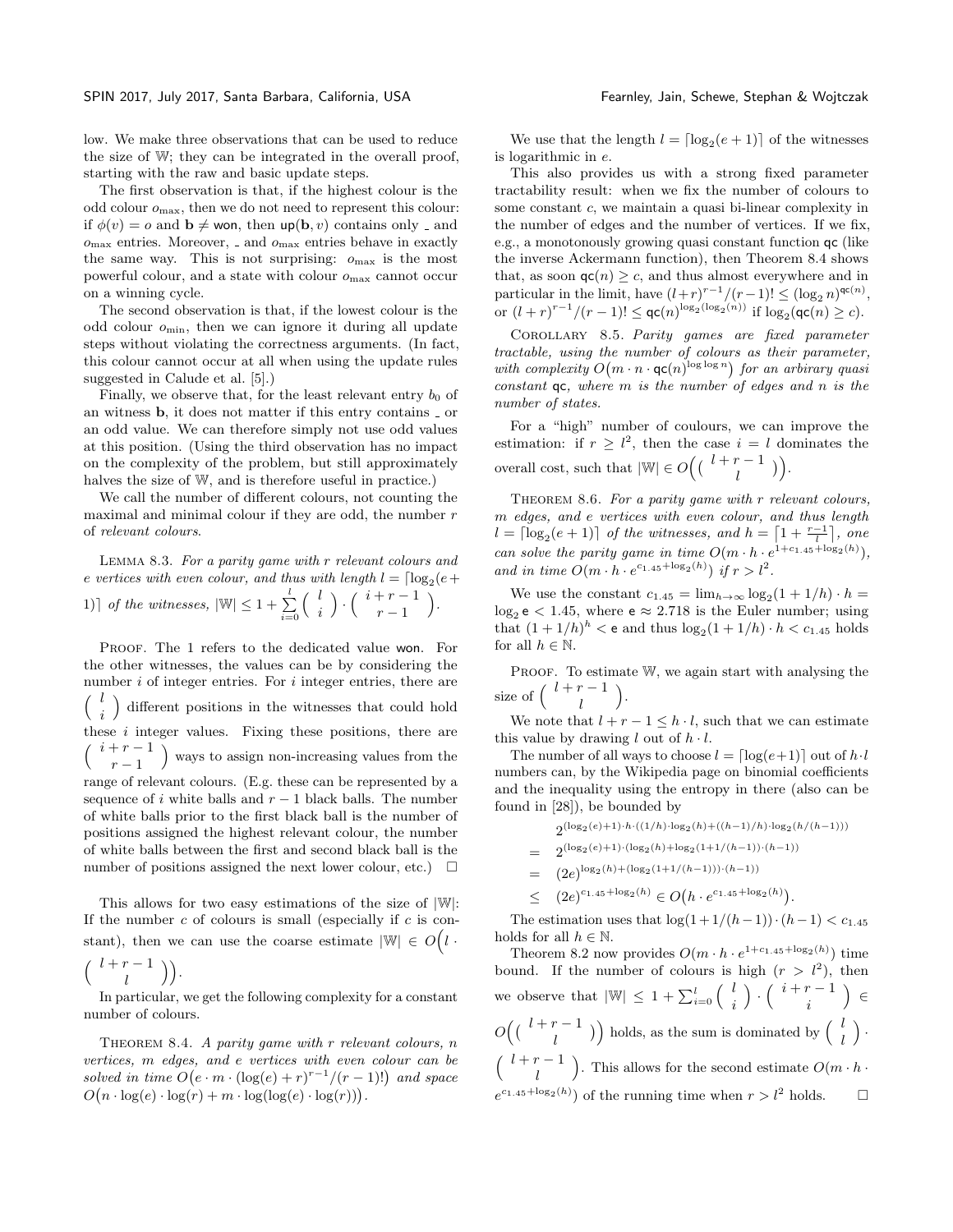low. We make three observations that can be used to reduce the size of $\mathbb{W}$; they can be integrated in the overall proof, starting with the raw and basic update steps.

The first observation is that, if the highest colour is the odd colour $o_{\max}$, then we do not need to represent this colour: if $\phi(v) = o$ and $\mathbf{b} \neq \mathsf{won}$, then $\mathsf{up}(\mathbf{b}, v)$ contains only _ and $o_{\max}$ entries. Moreover, _ and $o_{\max}$ entries behave in exactly the same way. This is not surprising: $o_{\max}$ is the most powerful colour, and a state with colour $o_{\max}$ cannot occur on a winning cycle.

The second observation is that, if the lowest colour is the odd colour $o_{\min}$, then we can ignore it during all update steps without violating the correctness arguments. (In fact, this colour cannot occur at all when using the update rules suggested in Calude et al. [5].)

Finally, we observe that, for the least relevant entry $b_0$ of an witness $\mathbf{b}$, it does not matter if this entry contains _ or an odd value. We can therefore simply not use odd values at this position. (Using the third observation has no impact on the complexity of the problem, but still approximately halves the size of $\mathbb{W}$, and is therefore useful in practice.)

We call the number of different colours, not counting the maximal and minimal colour if they are odd, the number $r$ of *relevant colours*.

Lemma 8.3. *For a parity game with $r$ relevant colours and $e$ vertices with even colour, and thus with length $l = \lceil \log_2(e+1) \rceil$ of the witnesses, $|\mathbb{W}| \leq 1 + \sum_{i=0}^{l} \binom{l}{i} \cdot \binom{i+r-1}{r-1}$.*

Proof. The 1 refers to the dedicated value won. For the other witnesses, the values can be by considering the number $i$ of integer entries. For $i$ integer entries, there are $\binom{l}{i}$ different positions in the witnesses that could hold these $i$ integer values. Fixing these positions, there are $\binom{i+r-1}{r-1}$ ways to assign non-increasing values from the range of relevant colours. (E.g. these can be represented by a sequence of $i$ white balls and $r-1$ black balls. The number of white balls prior to the first black ball is the number of positions assigned the highest relevant colour, the number of white balls between the first and second black ball is the number of positions assigned the next lower colour, etc.) $\square$

This allows for two easy estimations of the size of $|\mathbb{W}|$: If the number $c$ of colours is small (especially if $c$ is constant), then we can use the coarse estimate $|\mathbb{W}| \in O\Big(l \cdot \binom{l+r-1}{l}\Big)$.

In particular, we get the following complexity for a constant number of colours.

Theorem 8.4. *A parity game with $r$ relevant colours, $n$ vertices, $m$ edges, and $e$ vertices with even colour can be solved in time $O\big(e \cdot m \cdot (\log(e) + r)^{r-1}/(r-1)!\big)$ and space $O\big(n \cdot \log(e) \cdot \log(r) + m \cdot \log(\log(e) \cdot \log(r))\big)$.*

We use that the length $l = \lceil \log_2(e+1) \rceil$ of the witnesses is logarithmic in $e$.

This also provides us with a strong fixed parameter tractability result: when we fix the number of colours to some constant $c$, we maintain a quasi bi-linear complexity in the number of edges and the number of vertices. If we fix, e.g., a monotonously growing quasi constant function $\mathsf{qc}$ (like the inverse Ackermann function), then Theorem 8.4 shows that, as soon $\mathsf{qc}(n) \geq c$, and thus almost everywhere and in particular in the limit, have $(l+r)^{r-1}/(r-1)! \leq (\log_2 n)^{\mathsf{qc}(n)}$, or $(l+r)^{r-1}/(r-1)! \leq \mathsf{qc}(n)^{\log_2(\log_2(n))}$ if $\log_2(\mathsf{qc}(n) \geq c)$.

Corollary 8.5. *Parity games are fixed parameter tractable, using the number of colours as their parameter, with complexity $O\big(m \cdot n \cdot \mathsf{qc}(n)^{\log\log n}\big)$ for an arbirary quasi constant $\mathsf{qc}$, where $m$ is the number of edges and $n$ is the number of states.*

For a "high" number of coulours, we can improve the estimation: if $r \geq l^2$, then the case $i = l$ dominates the overall cost, such that $|\mathbb{W}| \in O\Big(\binom{l+r-1}{l}\Big)$.

Theorem 8.6. *For a parity game with $r$ relevant colours, $m$ edges, and $e$ vertices with even colour, and thus length $l = \lceil \log_2(e+1) \rceil$ of the witnesses, and $h = \lceil 1 + \frac{r-1}{l} \rceil$, one can solve the parity game in time $O(m \cdot h \cdot e^{1+c_{1.45}+\log_2(h)})$, and in time $O(m \cdot h \cdot e^{c_{1.45}+\log_2(h)})$ if $r > l^2$.*

We use the constant $c_{1.45} = \lim_{h\to\infty} \log_2(1+1/h) \cdot h = \log_2 \mathsf{e} < 1.45$, where $\mathsf{e} \approx 2.718$ is the Euler number; using that $(1+1/h)^h < \mathsf{e}$ and thus $\log_2(1+1/h) \cdot h < c_{1.45}$ holds for all $h \in \mathbb{N}$.

Proof. To estimate $\mathbb{W}$, we again start with analysing the size of $\binom{l+r-1}{l}$.

We note that $l + r - 1 \leq h \cdot l$, such that we can estimate this value by drawing $l$ out of $h \cdot l$.

The number of all ways to choose $l = \lceil \log(e+1) \rceil$ out of $h \cdot l$ numbers can, by the Wikipedia page on binomial coefficients and the inequality using the entropy in there (also can be found in [28]), be bounded by

$$
\begin{aligned}
& 2^{(\log_2(e)+1)\cdot h \cdot ((1/h)\cdot \log_2(h) + ((h-1)/h)\cdot \log_2(h/(h-1)))} \\
= \; & 2^{(\log_2(e)+1)\cdot(\log_2(h)+\log_2(1+1/(h-1))\cdot(h-1))} \\
= \; & (2e)^{\log_2(h)+(\log_2(1+1/(h-1)))\cdot(h-1))} \\
\leq \; & (2e)^{c_{1.45}+\log_2(h)} \in O\big(h \cdot e^{c_{1.45}+\log_2(h)}\big).
\end{aligned}
$$

The estimation uses that $\log(1+1/(h-1)) \cdot (h-1) < c_{1.45}$ holds for all $h \in \mathbb{N}$.

Theorem 8.2 now provides $O(m \cdot h \cdot e^{1+c_{1.45}+\log_2(h)})$ time bound. If the number of colours is high ($r > l^2$), then we observe that $|\mathbb{W}| \leq 1 + \sum_{i=0}^{l} \binom{l}{i} \cdot \binom{i+r-1}{i} \in O\Big(\binom{l+r-1}{l}\Big)$ holds, as the sum is dominated by $\binom{l}{l} \cdot \binom{l+r-1}{l}$. This allows for the second estimate $O(m \cdot h \cdot e^{c_{1.45}+\log_2(h)})$ of the running time when $r > l^2$ holds. $\square$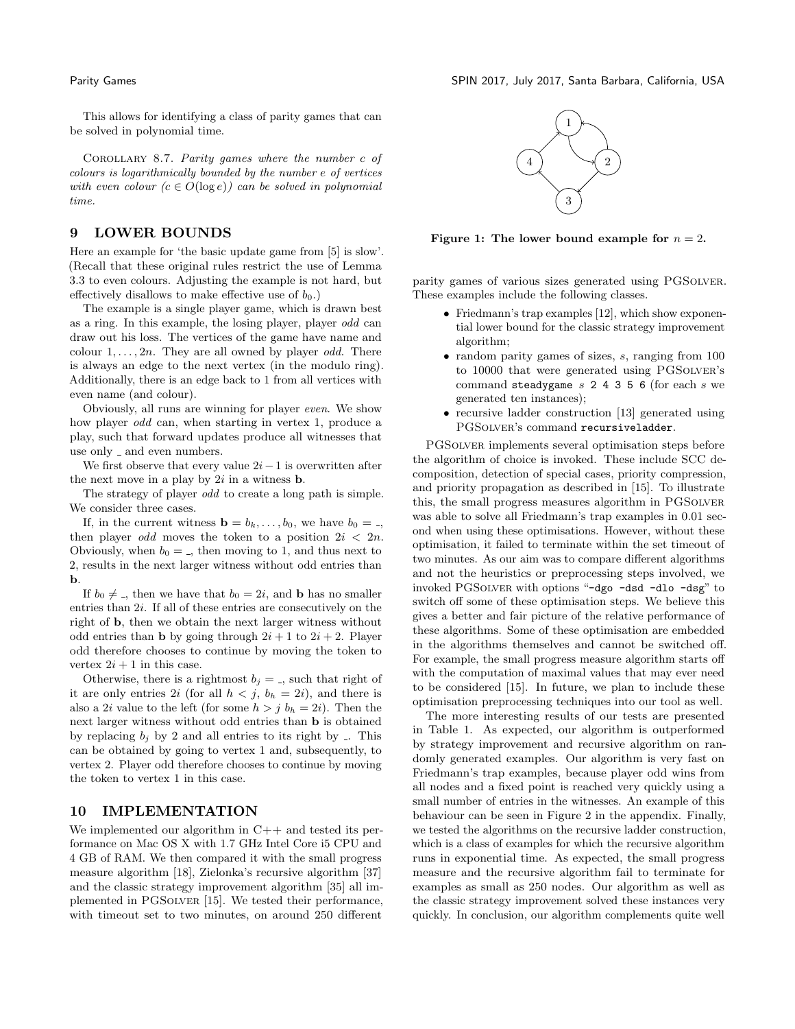This allows for identifying a class of parity games that can be solved in polynomial time.

Corollary 8.7. *Parity games where the number $c$ of colours is logarithmically bounded by the number $e$ of vertices with even colour ($c \in O(\log e)$) can be solved in polynomial time.*

## 9 LOWER BOUNDS

Here an example for 'the basic update game from [5] is slow'. (Recall that these original rules restrict the use of Lemma 3.3 to even colours. Adjusting the example is not hard, but effectively disallows to make effective use of $b_0$.)

The example is a single player game, which is drawn best as a ring. In this example, the losing player, player *odd* can draw out his loss. The vertices of the game have name and colour $1, \ldots, 2n$. They are all owned by player *odd*. There is always an edge to the next vertex (in the modulo ring). Additionally, there is an edge back to 1 from all vertices with even name (and colour).

Obviously, all runs are winning for player *even*. We show how player *odd* can, when starting in vertex 1, produce a play, such that forward updates produce all witnesses that use only $\_$ and even numbers.

We first observe that every value $2i-1$ is overwritten after the next move in a play by $2i$ in a witness $\mathbf{b}$.

The strategy of player *odd* to create a long path is simple. We consider three cases.

If, in the current witness $\mathbf{b} = b_k, \ldots, b_0$, we have $b_0 = \_$, then player *odd* moves the token to a position $2i < 2n$. Obviously, when $b_0 = \_$, then moving to 1, and thus next to 2, results in the next larger witness without odd entries than $\mathbf{b}$.

If $b_0 \neq \_$, then we have that $b_0 = 2i$, and $\mathbf{b}$ has no smaller entries than $2i$. If all of these entries are consecutively on the right of $\mathbf{b}$, then we obtain the next larger witness without odd entries than $\mathbf{b}$ by going through $2i+1$ to $2i+2$. Player odd therefore chooses to continue by moving the token to vertex $2i+1$ in this case.

Otherwise, there is a rightmost $b_j = \_$, such that right of it are only entries $2i$ (for all $h < j$, $b_h = 2i$), and there is also a $2i$ value to the left (for some $h > j$ $b_h = 2i$). Then the next larger witness without odd entries than $\mathbf{b}$ is obtained by replacing $b_j$ by 2 and all entries to its right by $\_$. This can be obtained by going to vertex 1 and, subsequently, to vertex 2. Player odd therefore chooses to continue by moving the token to vertex 1 in this case.

**Figure 1: The lower bound example for $n = 2$.**

## 10 IMPLEMENTATION

We implemented our algorithm in C++ and tested its performance on Mac OS X with 1.7 GHz Intel Core i5 CPU and 4 GB of RAM. We then compared it with the small progress measure algorithm [18], Zielonka's recursive algorithm [37] and the classic strategy improvement algorithm [35] all implemented in PGSolver [15]. We tested their performance, with timeout set to two minutes, on around 250 different parity games of various sizes generated using PGSolver. These examples include the following classes.

- Friedmann's trap examples [12], which show exponential lower bound for the classic strategy improvement algorithm;
- random parity games of sizes, $s$, ranging from 100 to 10000 that were generated using PGSolver's command `steadygame` $s$ `2 4 3 5 6` (for each $s$ we generated ten instances);
- recursive ladder construction [13] generated using PGSolver's command `recursiveladder`.

PGSolver implements several optimisation steps before the algorithm of choice is invoked. These include SCC decomposition, detection of special cases, priority compression, and priority propagation as described in [15]. To illustrate this, the small progress measures algorithm in PGSolver was able to solve all Friedmann's trap examples in 0.01 second when using these optimisations. However, without these optimisation, it failed to terminate within the set timeout of two minutes. As our aim was to compare different algorithms and not the heuristics or preprocessing steps involved, we invoked PGSolver with options "`-dgo -dsd -dlo -dsg`" to switch off some of these optimisation steps. We believe this gives a better and fair picture of the relative performance of these algorithms. Some of these optimisation are embedded in the algorithms themselves and cannot be switched off. For example, the small progress measure algorithm starts off with the computation of maximal values that may ever need to be considered [15]. In future, we plan to include these optimisation preprocessing techniques into our tool as well.

The more interesting results of our tests are presented in Table 1. As expected, our algorithm is outperformed by strategy improvement and recursive algorithm on randomly generated examples. Our algorithm is very fast on Friedmann's trap examples, because player odd wins from all nodes and a fixed point is reached very quickly using a small number of entries in the witnesses. An example of this behaviour can be seen in Figure 2 in the appendix. Finally, we tested the algorithms on the recursive ladder construction, which is a class of examples for which the recursive algorithm runs in exponential time. As expected, the small progress measure and the recursive algorithm fail to terminate for examples as small as 250 nodes. Our algorithm as well as the classic strategy improvement solved these instances very quickly. In conclusion, our algorithm complements quite well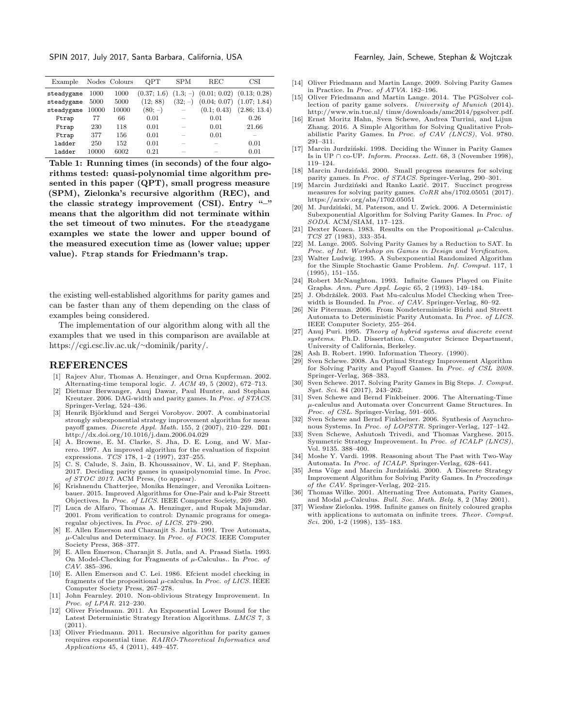| Example | Nodes | Colours | QPT | SPM | REC | CSI |
|---|---|---|---|---|---|---|
| steadygame | 1000 | 1000 | (0.37; 1.6) | (1.3; –) | (0.01; 0.02) | (0.13; 0.28) |
| steadygame | 5000 | 5000 | (12; 88) | (32; –) | (0.04; 0.07) | (1.07; 1.84) |
| steadygame | 10000 | 10000 | (80; –) | – | (0.1; 0.43) | (2.86; 13.4) |
| Ftrap | 77 | 66 | 0.01 | – | 0.01 | 0.26 |
| Ftrap | 230 | 118 | 0.01 | – | 0.01 | 21.66 |
| Ftrap | 377 | 156 | 0.01 | – | 0.01 | – |
| ladder | 250 | 152 | 0.01 | – | – | 0.01 |
| ladder | 10000 | 6002 | 0.21 | – | – | 0.01 |

**Table 1: Running times (in seconds) of the four algorithms tested: quasi-polynomial time algorithm presented in this paper (QPT), small progress measure (SPM), Zielonka's recursive algorithm (REC), and the classic strategy improvement (CSI). Entry "–" means that the algorithm did not terminate within the set timeout of two minutes. For the steadygame examples we state the lower and upper bound of the measured execution time as (lower value; upper value). Ftrap stands for Friedmann's trap.**

the existing well-established algorithms for parity games and can be faster than any of them depending on the class of examples being considered.

The implementation of our algorithm along with all the examples that we used in this comparison are available at https://cgi.csc.liv.ac.uk/~dominik/parity/.

## REFERENCES

- [1] Rajeev Alur, Thomas A. Henzinger, and Orna Kupferman. 2002. Alternating-time temporal logic. *J. ACM* 49, 5 (2002), 672–713.
- [2] Dietmar Berwanger, Anuj Dawar, Paul Hunter, and Stephan Kreutzer. 2006. DAG-width and parity games. In *Proc. of STACS*. Springer-Verlag, 524–436.
- [3] Henrik Björklund and Sergei Vorobyov. 2007. A combinatorial strongly subexponential strategy improvement algorithm for mean payoff games. *Discrete Appl. Math.* 155, 2 (2007), 210–229. DOI: http://dx.doi.org/10.1016/j.dam.2006.04.029
- [4] A. Browne, E. M. Clarke, S. Jha, D. E. Long, and W. Marrero. 1997. An improved algorithm for the evaluation of fixpoint expressions. *TCS* 178, 1–2 (1997), 237–255.
- [5] C. S. Calude, S. Jain, B. Khoussainov, W. Li, and F. Stephan. 2017. Deciding parity games in quasipolynomial time. In *Proc. of STOC 2017*. ACM Press, (to appear).
- [6] Krishnendu Chatterjee, Monika Henzinger, and Veronika Loitzenbauer. 2015. Improved Algorithms for One-Pair and k-Pair Streett Objectives. In *Proc. of LICS*. IEEE Computer Society, 269–280.
- [7] Luca de Alfaro, Thomas A. Henzinger, and Rupak Majumdar. 2001. From verification to control: Dynamic programs for omega-regular objectives. In *Proc. of LICS*. 279–290.
- [8] E. Allen Emerson and Charanjit S. Jutla. 1991. Tree Automata, $\mu$-Calculus and Determinacy. In *Proc. of FOCS*. IEEE Computer Society Press, 368–377.
- [9] E. Allen Emerson, Charanjit S. Jutla, and A. Prasad Sistla. 1993. On Model-Checking for Fragments of $\mu$-Calculus.. In *Proc. of CAV*. 385–396.
- [10] E. Allen Emerson and C. Lei. 1986. Efcient model checking in fragments of the propositional $\mu$-calculus. In *Proc. of LICS*. IEEE Computer Society Press, 267–278.
- [11] John Fearnley. 2010. Non-oblivious Strategy Improvement. In *Proc. of LPAR*. 212–230.
- [12] Oliver Friedmann. 2011. An Exponential Lower Bound for the Latest Deterministic Strategy Iteration Algorithms. *LMCS* 7, 3 (2011).
- [13] Oliver Friedmann. 2011. Recursive algorithm for parity games requires exponential time. *RAIRO-Theoretical Informatics and Applications* 45, 4 (2011), 449–457.
- [14] Oliver Friedmann and Martin Lange. 2009. Solving Parity Games in Practice. In *Proc. of ATVA*. 182–196.
- [15] Oliver Friedmann and Martin Lange. 2014. The PGSolver collection of parity game solvers. *University of Munich* (2014). http://www.win.tue.nl/ timw/downloads/amc2014/pgsolver.pdf.
- [16] Ernst Moritz Hahn, Sven Schewe, Andrea Turrini, and Lijun Zhang. 2016. A Simple Algorithm for Solving Qualitative Probabilistic Parity Games. In *Proc. of CAV (LNCS)*, Vol. 9780. 291–311.
- [17] Marcin Jurdziński. 1998. Deciding the Winner in Parity Games Is in UP ∩ co-UP. *Inform. Process. Lett.* 68, 3 (November 1998), 119–124.
- [18] Marcin Jurdziński. 2000. Small progress measures for solving parity games. In *Proc. of STACS*. Springer-Verlag, 290–301.
- [19] Marcin Jurdziński and Ranko Lazić. 2017. Succinct progress measures for solving parity games. *CoRR* abs/1702.05051 (2017). https://arxiv.org/abs/1702.05051
- [20] M. Jurdziński, M. Paterson, and U. Zwick. 2006. A Deterministic Subexponential Algorithm for Solving Parity Games. In *Proc. of SODA*. ACM/SIAM, 117–123.
- [21] Dexter Kozen. 1983. Results on the Propositional $\mu$-Calculus. *TCS* 27 (1983), 333–354.
- [22] M. Lange. 2005. Solving Parity Games by a Reduction to SAT. In *Proc. of Int. Workshop on Games in Design and Verification*.
- [23] Walter Ludwig. 1995. A Subexponential Randomized Algorithm for the Simple Stochastic Game Problem. *Inf. Comput.* 117, 1 (1995), 151–155.
- [24] Robert McNaughton. 1993. Infinite Games Played on Finite Graphs. *Ann. Pure Appl. Logic* 65, 2 (1993), 149–184.
- [25] J. Obdržálek. 2003. Fast Mu-calculus Model Checking when Tree-width is Bounded. In *Proc. of CAV*. Springer-Verlag, 80–92.
- [26] Nir Piterman. 2006. From Nondeterministic Büchi and Streett Automata to Deterministic Parity Automata. In *Proc. of LICS*. IEEE Computer Society, 255–264.
- [27] Anuj Puri. 1995. *Theory of hybrid systems and discrete event systems*. Ph.D. Dissertation. Computer Science Department, University of California, Berkeley.
- [28] Ash B. Robert. 1990. Information Theory. (1990).
- [29] Sven Schewe. 2008. An Optimal Strategy Improvement Algorithm for Solving Parity and Payoff Games. In *Proc. of CSL 2008*. Springer-Verlag, 368–383.
- [30] Sven Schewe. 2017. Solving Parity Games in Big Steps. *J. Comput. Syst. Sci.* 84 (2017), 243–262.
- [31] Sven Schewe and Bernd Finkbeiner. 2006. The Alternating-Time $\mu$-calculus and Automata over Concurrent Game Structures. In *Proc. of CSL*. Springer-Verlag, 591–605.
- [32] Sven Schewe and Bernd Finkbeiner. 2006. Synthesis of Asynchronous Systems. In *Proc. of LOPSTR*. Springer-Verlag, 127–142.
- [33] Sven Schewe, Ashutosh Trivedi, and Thomas Varghese. 2015. Symmetric Strategy Improvement. In *Proc. of ICALP (LNCS)*, Vol. 9135. 388–400.
- [34] Moshe Y. Vardi. 1998. Reasoning about The Past with Two-Way Automata. In *Proc. of ICALP*. Springer-Verlag, 628–641.
- [35] Jens Vöge and Marcin Jurdziński. 2000. A Discrete Strategy Improvement Algorithm for Solving Parity Games. In *Proceedings of the CAV*. Springer-Verlag, 202–215.
- [36] Thomas Wilke. 2001. Alternating Tree Automata, Parity Games, and Modal $\mu$-Calculus. *Bull. Soc. Math. Belg.* 8, 2 (May 2001).
- [37] Wiesław Zielonka. 1998. Infinite games on finitely coloured graphs with applications to automata on infinite trees. *Theor. Comput. Sci.* 200, 1-2 (1998), 135–183.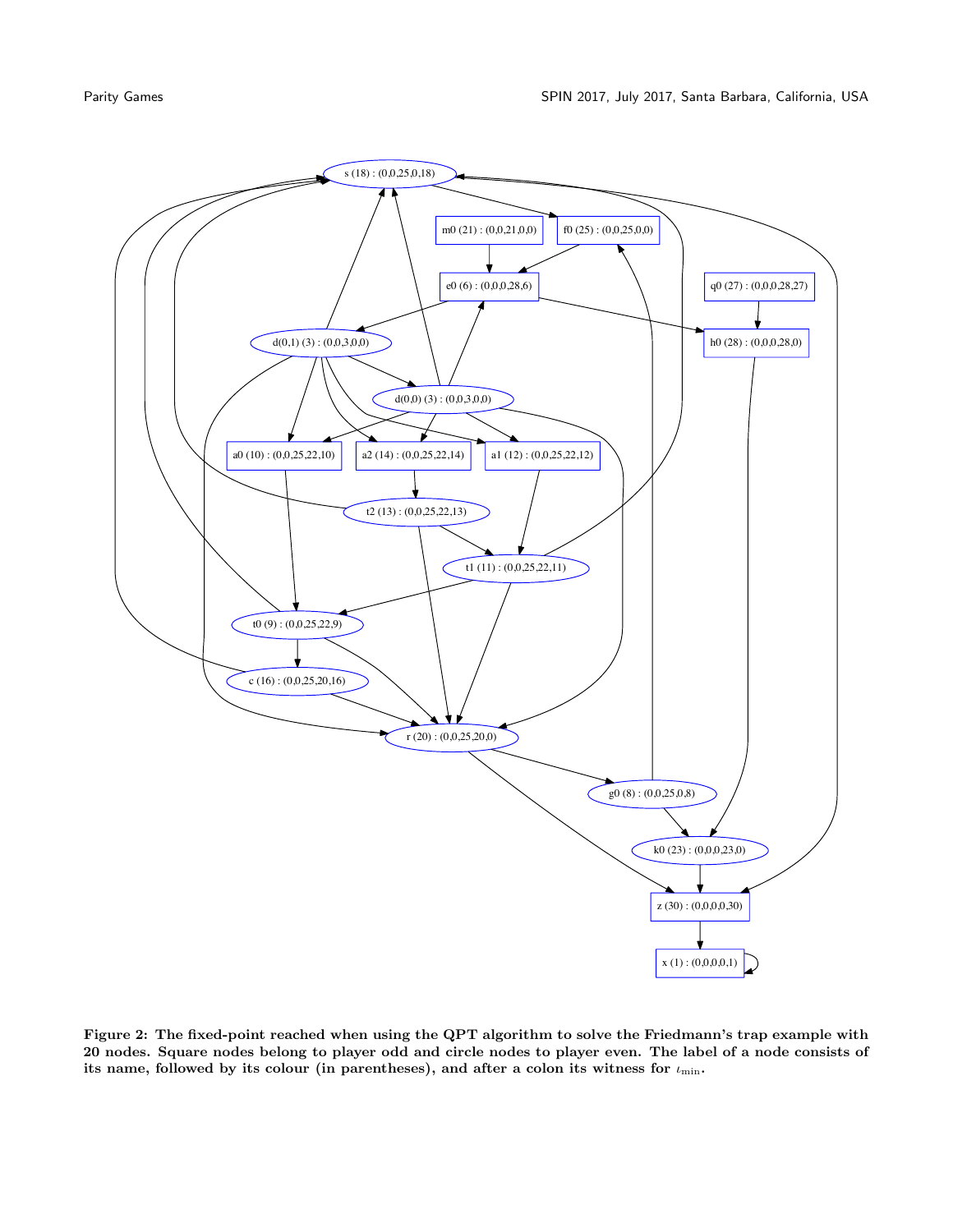s (18) : (0,0,25,0,18)

m0 (21) : (0,0,21,0,0)

f0 (25) : (0,0,25,0,0)

e0 (6) : (0,0,0,28,6)

q0 (27) : (0,0,0,28,27)

d(0,1) (3) : (0,0,3,0,0)

h0 (28) : (0,0,0,28,0)

d(0,0) (3) : (0,0,3,0,0)

a0 (10) : (0,0,25,22,10)

a2 (14) : (0,0,25,22,14)

a1 (12) : (0,0,25,22,12)

t2 (13) : (0,0,25,22,13)

t1 (11) : (0,0,25,22,11)

t0 (9) : (0,0,25,22,9)

c (16) : (0,0,25,20,16)

r (20) : (0,0,25,20,0)

g0 (8) : (0,0,25,0,8)

k0 (23) : (0,0,0,23,0)

z (30) : (0,0,0,0,30)

x (1) : (0,0,0,0,1)

**Figure 2: The fixed-point reached when using the QPT algorithm to solve the Friedmann's trap example with 20 nodes. Square nodes belong to player odd and circle nodes to player even. The label of a node consists of its name, followed by its colour (in parentheses), and after a colon its witness for $\iota_{\min}$.**